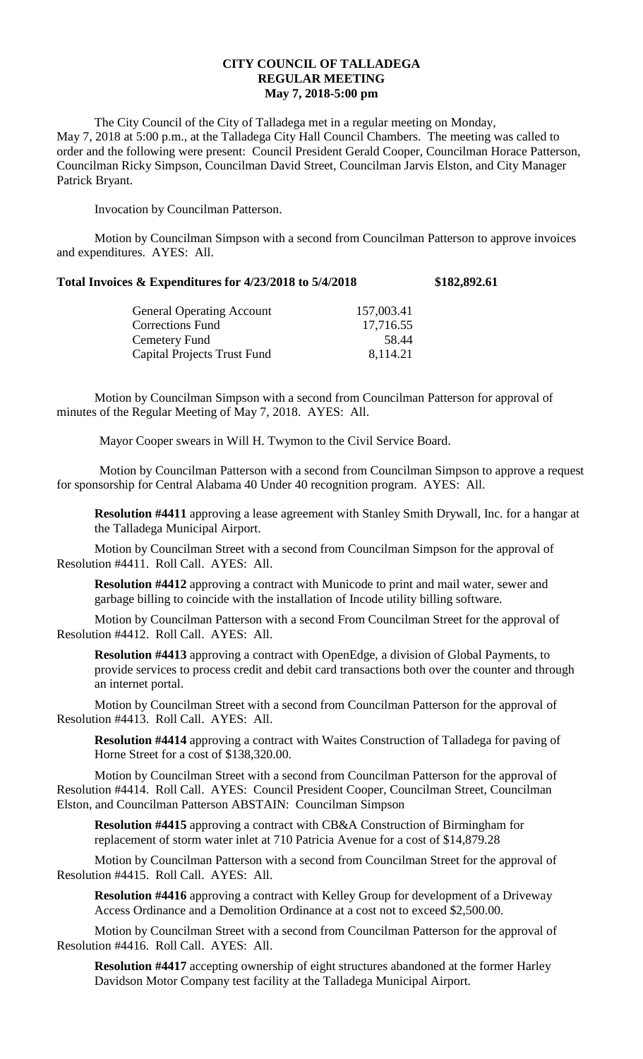**CITY COUNCIL OF TALLADEGA**
**REGULAR MEETING**
**May 7, 2018-5:00 pm**

The City Council of the City of Talladega met in a regular meeting on Monday, May 7, 2018 at 5:00 p.m., at the Talladega City Hall Council Chambers. The meeting was called to order and the following were present: Council President Gerald Cooper, Councilman Horace Patterson, Councilman Ricky Simpson, Councilman David Street, Councilman Jarvis Elston, and City Manager Patrick Bryant.

Invocation by Councilman Patterson.

Motion by Councilman Simpson with a second from Councilman Patterson to approve invoices and expenditures. AYES: All.

**Total Invoices & Expenditures for 4/23/2018 to 5/4/2018 $182,892.61**

| | |
|---|---|
| General Operating Account | 157,003.41 |
| Corrections Fund | 17,716.55 |
| Cemetery Fund | 58.44 |
| Capital Projects Trust Fund | 8,114.21 |

Motion by Councilman Simpson with a second from Councilman Patterson for approval of minutes of the Regular Meeting of May 7, 2018. AYES: All.

Mayor Cooper swears in Will H. Twymon to the Civil Service Board.

Motion by Councilman Patterson with a second from Councilman Simpson to approve a request for sponsorship for Central Alabama 40 Under 40 recognition program. AYES: All.

**Resolution #4411** approving a lease agreement with Stanley Smith Drywall, Inc. for a hangar at the Talladega Municipal Airport.

Motion by Councilman Street with a second from Councilman Simpson for the approval of Resolution #4411. Roll Call. AYES: All.

**Resolution #4412** approving a contract with Municode to print and mail water, sewer and garbage billing to coincide with the installation of Incode utility billing software.

Motion by Councilman Patterson with a second From Councilman Street for the approval of Resolution #4412. Roll Call. AYES: All.

**Resolution #4413** approving a contract with OpenEdge, a division of Global Payments, to provide services to process credit and debit card transactions both over the counter and through an internet portal.

Motion by Councilman Street with a second from Councilman Patterson for the approval of Resolution #4413. Roll Call. AYES: All.

**Resolution #4414** approving a contract with Waites Construction of Talladega for paving of Horne Street for a cost of $138,320.00.

Motion by Councilman Street with a second from Councilman Patterson for the approval of Resolution #4414. Roll Call. AYES: Council President Cooper, Councilman Street, Councilman Elston, and Councilman Patterson ABSTAIN: Councilman Simpson

**Resolution #4415** approving a contract with CB&A Construction of Birmingham for replacement of storm water inlet at 710 Patricia Avenue for a cost of $14,879.28

Motion by Councilman Patterson with a second from Councilman Street for the approval of Resolution #4415. Roll Call. AYES: All.

**Resolution #4416** approving a contract with Kelley Group for development of a Driveway Access Ordinance and a Demolition Ordinance at a cost not to exceed $2,500.00.

Motion by Councilman Street with a second from Councilman Patterson for the approval of Resolution #4416. Roll Call. AYES: All.

**Resolution #4417** accepting ownership of eight structures abandoned at the former Harley Davidson Motor Company test facility at the Talladega Municipal Airport.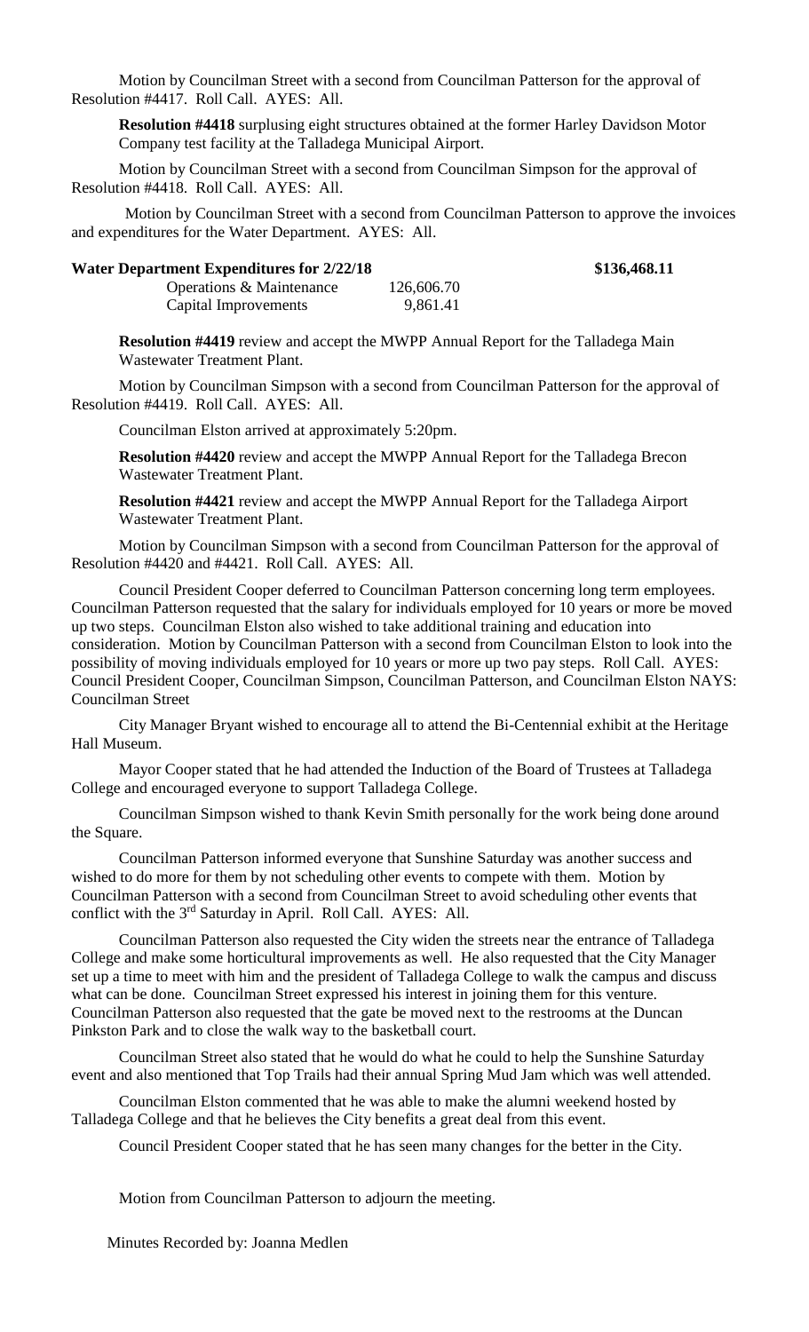Motion by Councilman Street with a second from Councilman Patterson for the approval of Resolution #4417. Roll Call. AYES: All.

**Resolution #4418** surplusing eight structures obtained at the former Harley Davidson Motor Company test facility at the Talladega Municipal Airport.

Motion by Councilman Street with a second from Councilman Simpson for the approval of Resolution #4418. Roll Call. AYES: All.

Motion by Councilman Street with a second from Councilman Patterson to approve the invoices and expenditures for the Water Department. AYES: All.

| **Water Department Expenditures for 2/22/18** | | **$136,468.11** |
|---|---|---|
| Operations & Maintenance | 126,606.70 | |
| Capital Improvements | 9,861.41 | |

**Resolution #4419** review and accept the MWPP Annual Report for the Talladega Main Wastewater Treatment Plant.

Motion by Councilman Simpson with a second from Councilman Patterson for the approval of Resolution #4419. Roll Call. AYES: All.

Councilman Elston arrived at approximately 5:20pm.

**Resolution #4420** review and accept the MWPP Annual Report for the Talladega Brecon Wastewater Treatment Plant.

**Resolution #4421** review and accept the MWPP Annual Report for the Talladega Airport Wastewater Treatment Plant.

Motion by Councilman Simpson with a second from Councilman Patterson for the approval of Resolution #4420 and #4421. Roll Call. AYES: All.

Council President Cooper deferred to Councilman Patterson concerning long term employees. Councilman Patterson requested that the salary for individuals employed for 10 years or more be moved up two steps. Councilman Elston also wished to take additional training and education into consideration. Motion by Councilman Patterson with a second from Councilman Elston to look into the possibility of moving individuals employed for 10 years or more up two pay steps. Roll Call. AYES: Council President Cooper, Councilman Simpson, Councilman Patterson, and Councilman Elston NAYS: Councilman Street

City Manager Bryant wished to encourage all to attend the Bi-Centennial exhibit at the Heritage Hall Museum.

Mayor Cooper stated that he had attended the Induction of the Board of Trustees at Talladega College and encouraged everyone to support Talladega College.

Councilman Simpson wished to thank Kevin Smith personally for the work being done around the Square.

Councilman Patterson informed everyone that Sunshine Saturday was another success and wished to do more for them by not scheduling other events to compete with them. Motion by Councilman Patterson with a second from Councilman Street to avoid scheduling other events that conflict with the 3rd Saturday in April. Roll Call. AYES: All.

Councilman Patterson also requested the City widen the streets near the entrance of Talladega College and make some horticultural improvements as well. He also requested that the City Manager set up a time to meet with him and the president of Talladega College to walk the campus and discuss what can be done. Councilman Street expressed his interest in joining them for this venture. Councilman Patterson also requested that the gate be moved next to the restrooms at the Duncan Pinkston Park and to close the walk way to the basketball court.

Councilman Street also stated that he would do what he could to help the Sunshine Saturday event and also mentioned that Top Trails had their annual Spring Mud Jam which was well attended.

Councilman Elston commented that he was able to make the alumni weekend hosted by Talladega College and that he believes the City benefits a great deal from this event.

Council President Cooper stated that he has seen many changes for the better in the City.

Motion from Councilman Patterson to adjourn the meeting.

Minutes Recorded by: Joanna Medlen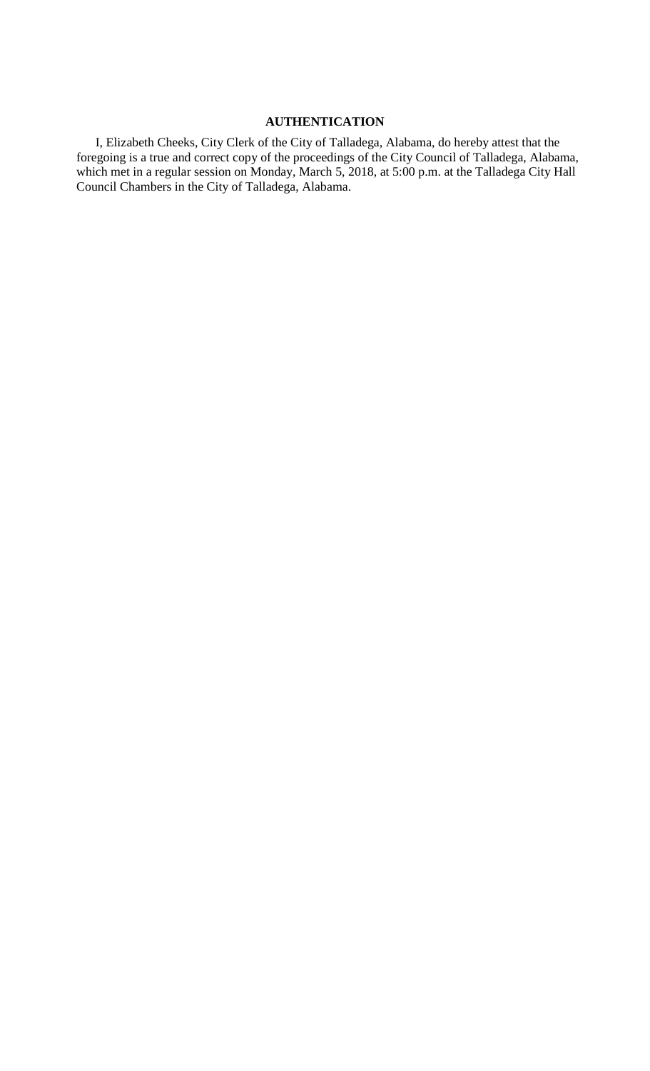**AUTHENTICATION**

I, Elizabeth Cheeks, City Clerk of the City of Talladega, Alabama, do hereby attest that the foregoing is a true and correct copy of the proceedings of the City Council of Talladega, Alabama, which met in a regular session on Monday, March 5, 2018, at 5:00 p.m. at the Talladega City Hall Council Chambers in the City of Talladega, Alabama.